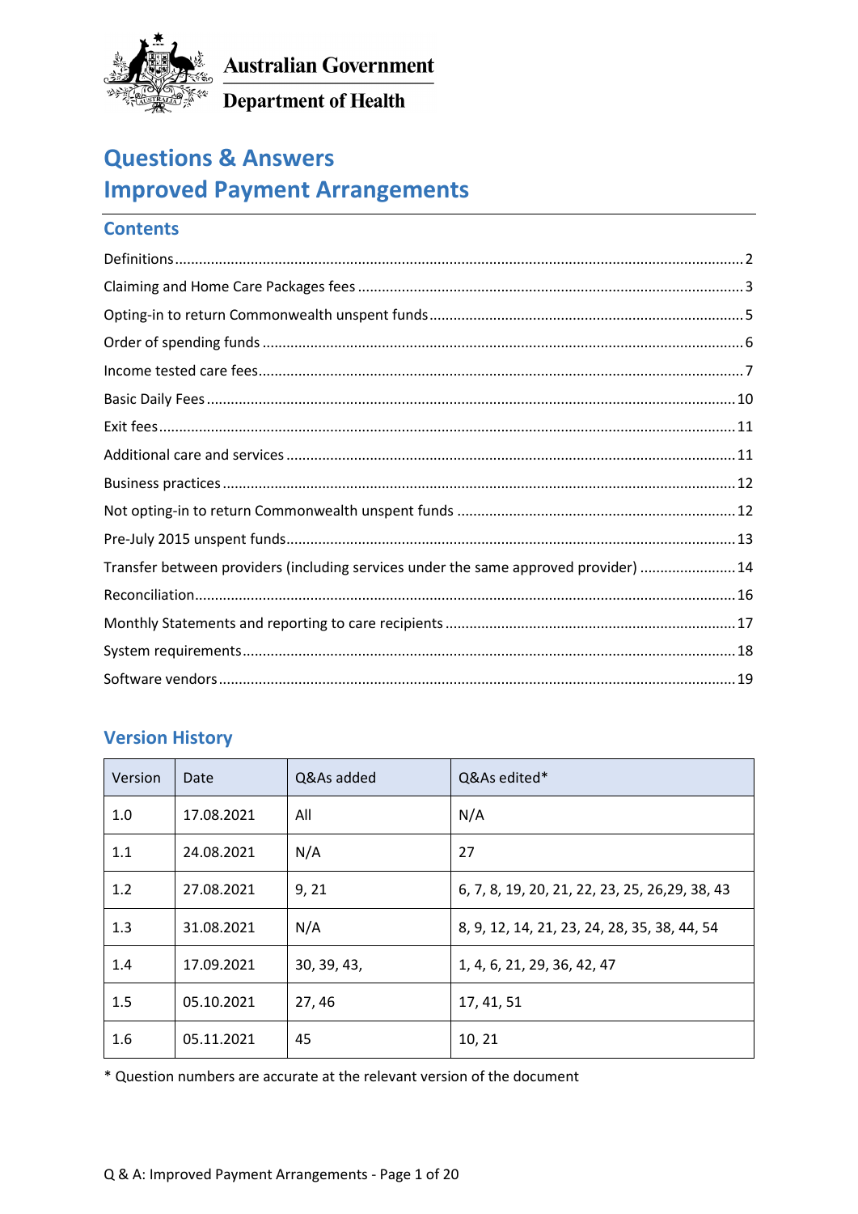Australian Government

Department of Health

# Questions & Answers
# Improved Payment Arrangements

## Contents

Definitions ........ 2
Claiming and Home Care Packages fees ........ 3
Opting-in to return Commonwealth unspent funds ........ 5
Order of spending funds ........ 6
Income tested care fees ........ 7
Basic Daily Fees ........ 10
Exit fees ........ 11
Additional care and services ........ 11
Business practices ........ 12
Not opting-in to return Commonwealth unspent funds ........ 12
Pre-July 2015 unspent funds ........ 13
Transfer between providers (including services under the same approved provider) ........ 14
Reconciliation ........ 16
Monthly Statements and reporting to care recipients ........ 17
System requirements ........ 18
Software vendors ........ 19

## Version History

| Version | Date | Q&As added | Q&As edited* |
|---|---|---|---|
| 1.0 | 17.08.2021 | All | N/A |
| 1.1 | 24.08.2021 | N/A | 27 |
| 1.2 | 27.08.2021 | 9, 21 | 6, 7, 8, 19, 20, 21, 22, 23, 25, 26,29, 38, 43 |
| 1.3 | 31.08.2021 | N/A | 8, 9, 12, 14, 21, 23, 24, 28, 35, 38, 44, 54 |
| 1.4 | 17.09.2021 | 30, 39, 43, | 1, 4, 6, 21, 29, 36, 42, 47 |
| 1.5 | 05.10.2021 | 27, 46 | 17, 41, 51 |
| 1.6 | 05.11.2021 | 45 | 10, 21 |

* Question numbers are accurate at the relevant version of the document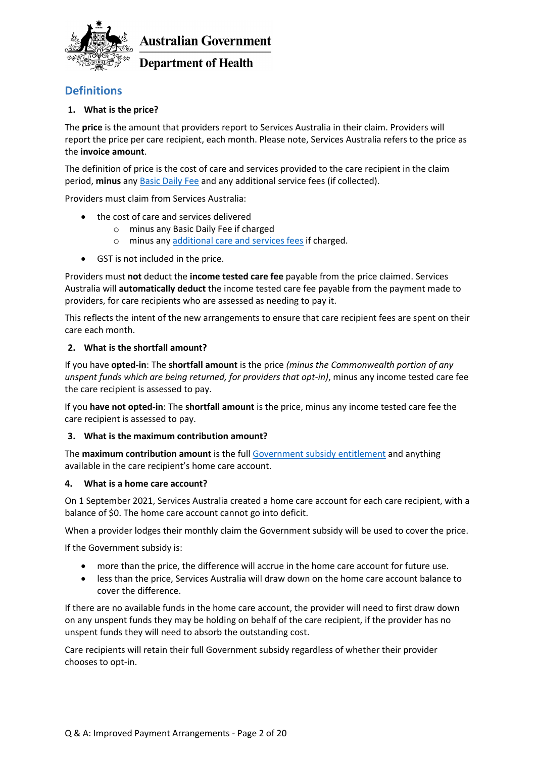## Definitions

### 1. What is the price?

The **price** is the amount that providers report to Services Australia in their claim. Providers will report the price per care recipient, each month. Please note, Services Australia refers to the price as the **invoice amount**.

The definition of price is the cost of care and services provided to the care recipient in the claim period, **minus** any Basic Daily Fee and any additional service fees (if collected).

Providers must claim from Services Australia:

- the cost of care and services delivered
  - minus any Basic Daily Fee if charged
  - minus any additional care and services fees if charged.
- GST is not included in the price.

Providers must **not** deduct the **income tested care fee** payable from the price claimed. Services Australia will **automatically deduct** the income tested care fee payable from the payment made to providers, for care recipients who are assessed as needing to pay it.

This reflects the intent of the new arrangements to ensure that care recipient fees are spent on their care each month.

### 2. What is the shortfall amount?

If you have **opted-in**: The **shortfall amount** is the price *(minus the Commonwealth portion of any unspent funds which are being returned, for providers that opt-in)*, minus any income tested care fee the care recipient is assessed to pay.

If you **have not opted-in**: The **shortfall amount** is the price, minus any income tested care fee the care recipient is assessed to pay.

### 3. What is the maximum contribution amount?

The **maximum contribution amount** is the full Government subsidy entitlement and anything available in the care recipient's home care account.

### 4. What is a home care account?

On 1 September 2021, Services Australia created a home care account for each care recipient, with a balance of $0. The home care account cannot go into deficit.

When a provider lodges their monthly claim the Government subsidy will be used to cover the price.

If the Government subsidy is:

- more than the price, the difference will accrue in the home care account for future use.
- less than the price, Services Australia will draw down on the home care account balance to cover the difference.

If there are no available funds in the home care account, the provider will need to first draw down on any unspent funds they may be holding on behalf of the care recipient, if the provider has no unspent funds they will need to absorb the outstanding cost.

Care recipients will retain their full Government subsidy regardless of whether their provider chooses to opt-in.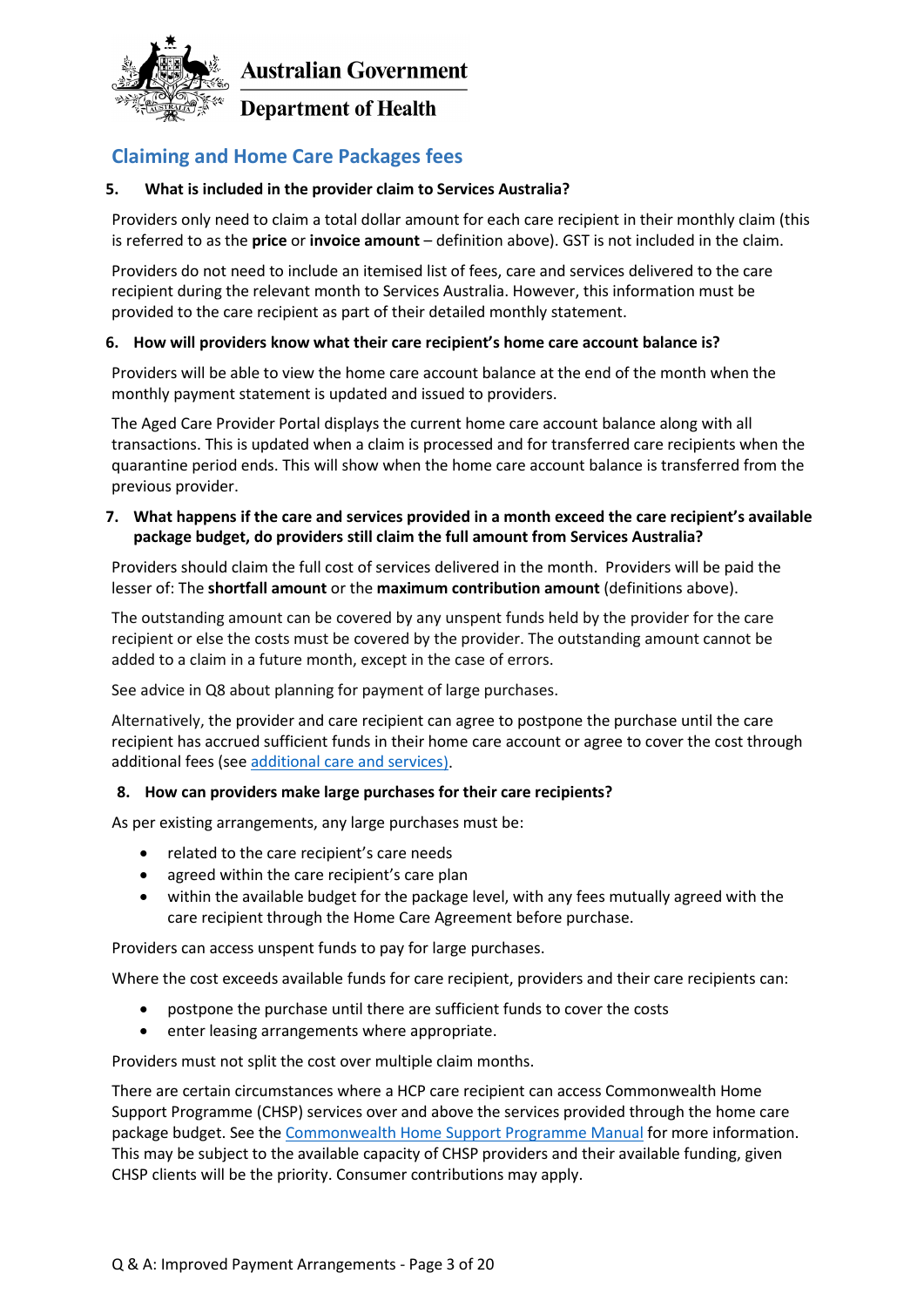Australian Government

Department of Health

## Claiming and Home Care Packages fees

### 5. What is included in the provider claim to Services Australia?

Providers only need to claim a total dollar amount for each care recipient in their monthly claim (this is referred to as the **price** or **invoice amount** – definition above). GST is not included in the claim.

Providers do not need to include an itemised list of fees, care and services delivered to the care recipient during the relevant month to Services Australia. However, this information must be provided to the care recipient as part of their detailed monthly statement.

### 6. How will providers know what their care recipient's home care account balance is?

Providers will be able to view the home care account balance at the end of the month when the monthly payment statement is updated and issued to providers.

The Aged Care Provider Portal displays the current home care account balance along with all transactions. This is updated when a claim is processed and for transferred care recipients when the quarantine period ends. This will show when the home care account balance is transferred from the previous provider.

### 7. What happens if the care and services provided in a month exceed the care recipient's available package budget, do providers still claim the full amount from Services Australia?

Providers should claim the full cost of services delivered in the month. Providers will be paid the lesser of: The **shortfall amount** or the **maximum contribution amount** (definitions above).

The outstanding amount can be covered by any unspent funds held by the provider for the care recipient or else the costs must be covered by the provider. The outstanding amount cannot be added to a claim in a future month, except in the case of errors.

See advice in Q8 about planning for payment of large purchases.

Alternatively, the provider and care recipient can agree to postpone the purchase until the care recipient has accrued sufficient funds in their home care account or agree to cover the cost through additional fees (see [additional care and services)](additional care and services).

### 8. How can providers make large purchases for their care recipients?

As per existing arrangements, any large purchases must be:

- related to the care recipient's care needs
- agreed within the care recipient's care plan
- within the available budget for the package level, with any fees mutually agreed with the care recipient through the Home Care Agreement before purchase.

Providers can access unspent funds to pay for large purchases.

Where the cost exceeds available funds for care recipient, providers and their care recipients can:

- postpone the purchase until there are sufficient funds to cover the costs
- enter leasing arrangements where appropriate.

Providers must not split the cost over multiple claim months.

There are certain circumstances where a HCP care recipient can access Commonwealth Home Support Programme (CHSP) services over and above the services provided through the home care package budget. See the [Commonwealth Home Support Programme Manual](Commonwealth Home Support Programme Manual) for more information. This may be subject to the available capacity of CHSP providers and their available funding, given CHSP clients will be the priority. Consumer contributions may apply.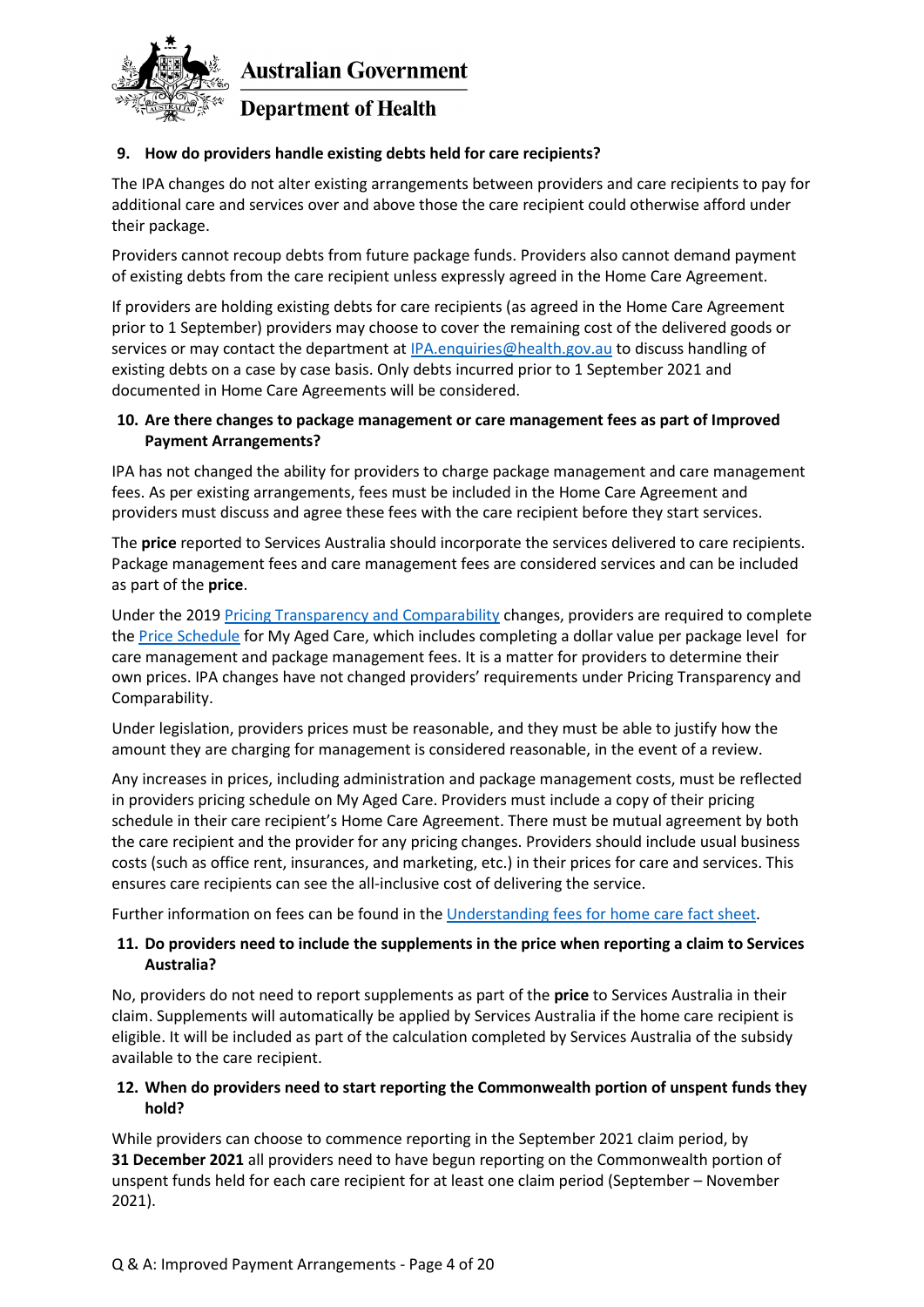### 9. How do providers handle existing debts held for care recipients?

The IPA changes do not alter existing arrangements between providers and care recipients to pay for additional care and services over and above those the care recipient could otherwise afford under their package.

Providers cannot recoup debts from future package funds. Providers also cannot demand payment of existing debts from the care recipient unless expressly agreed in the Home Care Agreement.

If providers are holding existing debts for care recipients (as agreed in the Home Care Agreement prior to 1 September) providers may choose to cover the remaining cost of the delivered goods or services or may contact the department at [IPA.enquiries@health.gov.au](mailto:IPA.enquiries@health.gov.au) to discuss handling of existing debts on a case by case basis. Only debts incurred prior to 1 September 2021 and documented in Home Care Agreements will be considered.

### 10. Are there changes to package management or care management fees as part of Improved Payment Arrangements?

IPA has not changed the ability for providers to charge package management and care management fees. As per existing arrangements, fees must be included in the Home Care Agreement and providers must discuss and agree these fees with the care recipient before they start services.

The **price** reported to Services Australia should incorporate the services delivered to care recipients. Package management fees and care management fees are considered services and can be included as part of the **price**.

Under the 2019 Pricing Transparency and Comparability changes, providers are required to complete the Price Schedule for My Aged Care, which includes completing a dollar value per package level for care management and package management fees. It is a matter for providers to determine their own prices. IPA changes have not changed providers' requirements under Pricing Transparency and Comparability.

Under legislation, providers prices must be reasonable, and they must be able to justify how the amount they are charging for management is considered reasonable, in the event of a review.

Any increases in prices, including administration and package management costs, must be reflected in providers pricing schedule on My Aged Care. Providers must include a copy of their pricing schedule in their care recipient's Home Care Agreement. There must be mutual agreement by both the care recipient and the provider for any pricing changes. Providers should include usual business costs (such as office rent, insurances, and marketing, etc.) in their prices for care and services. This ensures care recipients can see the all-inclusive cost of delivering the service.

Further information on fees can be found in the Understanding fees for home care fact sheet.

### 11. Do providers need to include the supplements in the price when reporting a claim to Services Australia?

No, providers do not need to report supplements as part of the **price** to Services Australia in their claim. Supplements will automatically be applied by Services Australia if the home care recipient is eligible. It will be included as part of the calculation completed by Services Australia of the subsidy available to the care recipient.

### 12. When do providers need to start reporting the Commonwealth portion of unspent funds they hold?

While providers can choose to commence reporting in the September 2021 claim period, by **31 December 2021** all providers need to have begun reporting on the Commonwealth portion of unspent funds held for each care recipient for at least one claim period (September – November 2021).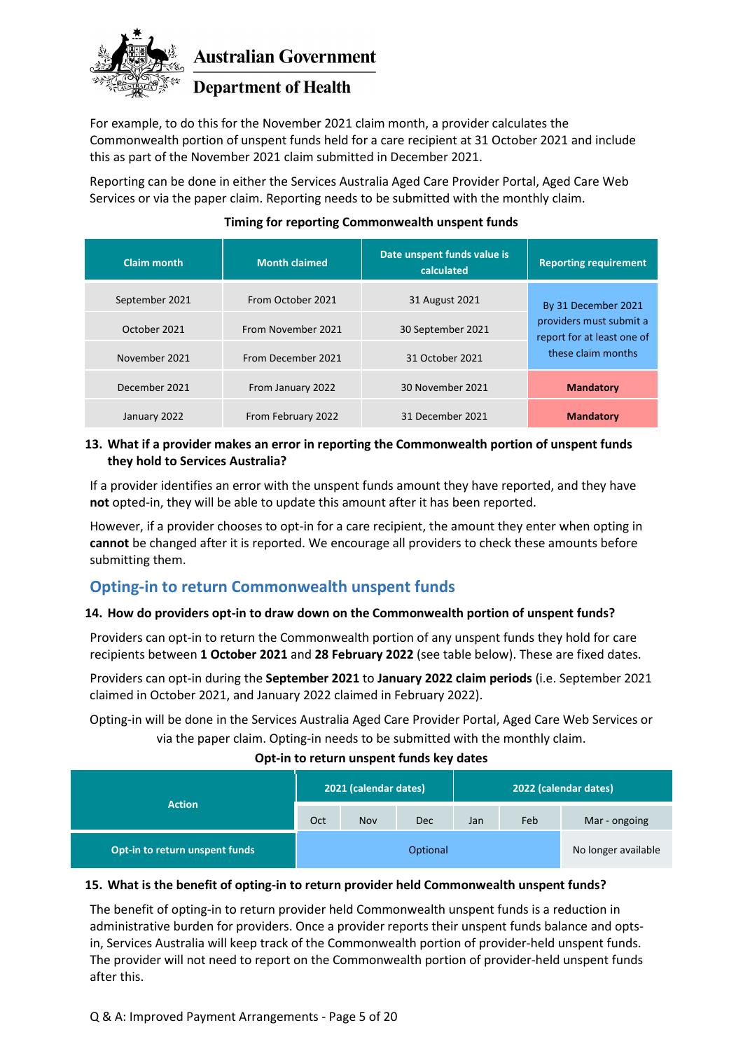For example, to do this for the November 2021 claim month, a provider calculates the Commonwealth portion of unspent funds held for a care recipient at 31 October 2021 and include this as part of the November 2021 claim submitted in December 2021.

Reporting can be done in either the Services Australia Aged Care Provider Portal, Aged Care Web Services or via the paper claim. Reporting needs to be submitted with the monthly claim.

**Timing for reporting Commonwealth unspent funds**

| Claim month | Month claimed | Date unspent funds value is calculated | Reporting requirement |
|---|---|---|---|
| September 2021 | From October 2021 | 31 August 2021 | By 31 December 2021 providers must submit a report for at least one of these claim months |
| October 2021 | From November 2021 | 30 September 2021 | |
| November 2021 | From December 2021 | 31 October 2021 | |
| December 2021 | From January 2022 | 30 November 2021 | **Mandatory** |
| January 2022 | From February 2022 | 31 December 2021 | **Mandatory** |

**13. What if a provider makes an error in reporting the Commonwealth portion of unspent funds they hold to Services Australia?**

If a provider identifies an error with the unspent funds amount they have reported, and they have **not** opted-in, they will be able to update this amount after it has been reported.

However, if a provider chooses to opt-in for a care recipient, the amount they enter when opting in **cannot** be changed after it is reported. We encourage all providers to check these amounts before submitting them.

## Opting-in to return Commonwealth unspent funds

**14. How do providers opt-in to draw down on the Commonwealth portion of unspent funds?**

Providers can opt-in to return the Commonwealth portion of any unspent funds they hold for care recipients between **1 October 2021** and **28 February 2022** (see table below). These are fixed dates.

Providers can opt-in during the **September 2021** to **January 2022 claim periods** (i.e. September 2021 claimed in October 2021, and January 2022 claimed in February 2022).

Opting-in will be done in the Services Australia Aged Care Provider Portal, Aged Care Web Services or via the paper claim. Opting-in needs to be submitted with the monthly claim.

**Opt-in to return unspent funds key dates**

| Action | 2021 (calendar dates) | | | 2022 (calendar dates) | | |
|---|---|---|---|---|---|---|
| | Oct | Nov | Dec | Jan | Feb | Mar - ongoing |
| **Opt-in to return unspent funds** | Optional | | | | | No longer available |

**15. What is the benefit of opting-in to return provider held Commonwealth unspent funds?**

The benefit of opting-in to return provider held Commonwealth unspent funds is a reduction in administrative burden for providers. Once a provider reports their unspent funds balance and opts-in, Services Australia will keep track of the Commonwealth portion of provider-held unspent funds. The provider will not need to report on the Commonwealth portion of provider-held unspent funds after this.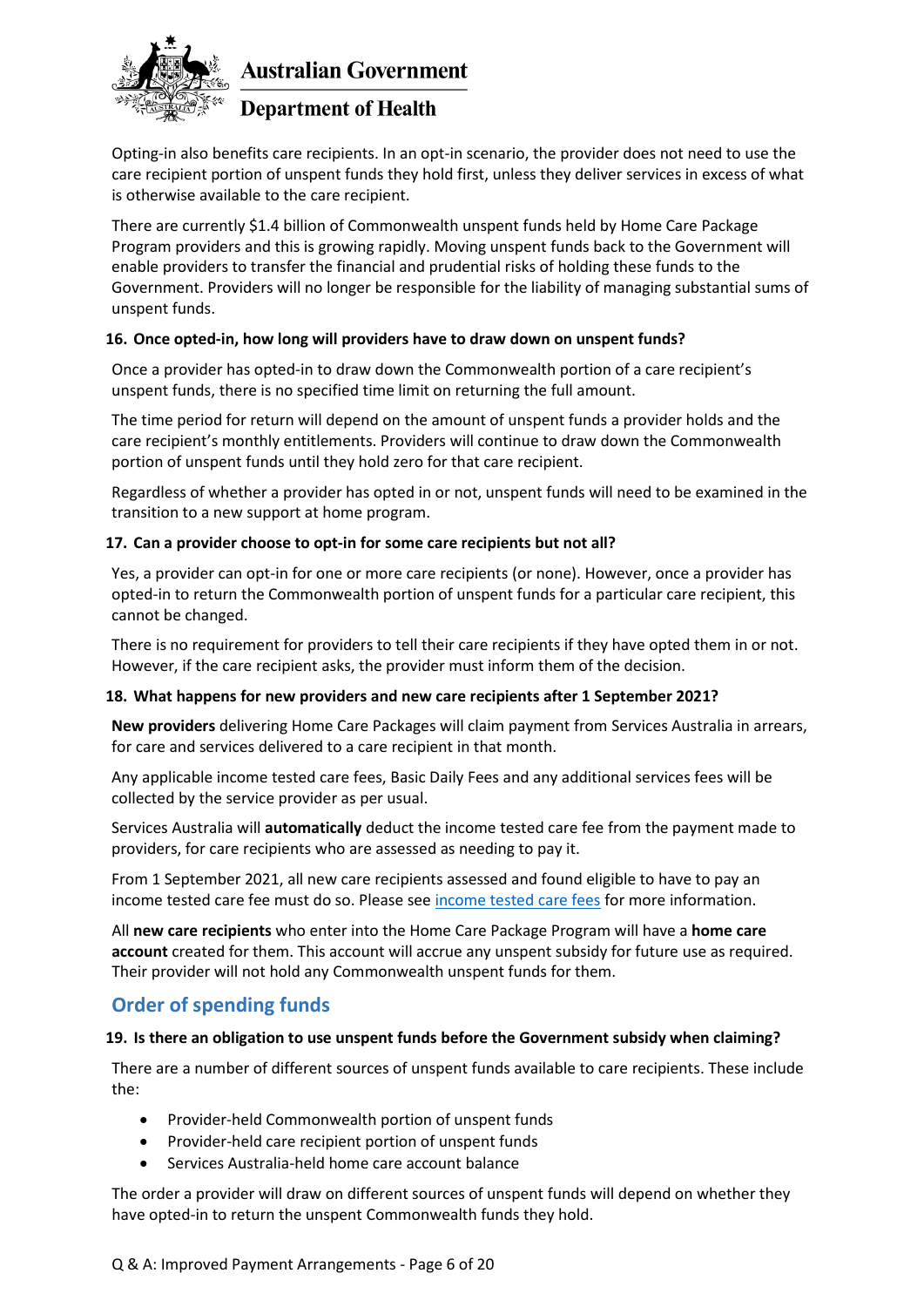Opting-in also benefits care recipients. In an opt-in scenario, the provider does not need to use the care recipient portion of unspent funds they hold first, unless they deliver services in excess of what is otherwise available to the care recipient.

There are currently $1.4 billion of Commonwealth unspent funds held by Home Care Package Program providers and this is growing rapidly. Moving unspent funds back to the Government will enable providers to transfer the financial and prudential risks of holding these funds to the Government. Providers will no longer be responsible for the liability of managing substantial sums of unspent funds.

#### 16. Once opted-in, how long will providers have to draw down on unspent funds?

Once a provider has opted-in to draw down the Commonwealth portion of a care recipient's unspent funds, there is no specified time limit on returning the full amount.

The time period for return will depend on the amount of unspent funds a provider holds and the care recipient's monthly entitlements. Providers will continue to draw down the Commonwealth portion of unspent funds until they hold zero for that care recipient.

Regardless of whether a provider has opted in or not, unspent funds will need to be examined in the transition to a new support at home program.

#### 17. Can a provider choose to opt-in for some care recipients but not all?

Yes, a provider can opt-in for one or more care recipients (or none). However, once a provider has opted-in to return the Commonwealth portion of unspent funds for a particular care recipient, this cannot be changed.

There is no requirement for providers to tell their care recipients if they have opted them in or not. However, if the care recipient asks, the provider must inform them of the decision.

#### 18. What happens for new providers and new care recipients after 1 September 2021?

**New providers** delivering Home Care Packages will claim payment from Services Australia in arrears, for care and services delivered to a care recipient in that month.

Any applicable income tested care fees, Basic Daily Fees and any additional services fees will be collected by the service provider as per usual.

Services Australia will **automatically** deduct the income tested care fee from the payment made to providers, for care recipients who are assessed as needing to pay it.

From 1 September 2021, all new care recipients assessed and found eligible to have to pay an income tested care fee must do so. Please see income tested care fees for more information.

All **new care recipients** who enter into the Home Care Package Program will have a **home care account** created for them. This account will accrue any unspent subsidy for future use as required. Their provider will not hold any Commonwealth unspent funds for them.

## Order of spending funds

#### 19. Is there an obligation to use unspent funds before the Government subsidy when claiming?

There are a number of different sources of unspent funds available to care recipients. These include the:

- Provider-held Commonwealth portion of unspent funds
- Provider-held care recipient portion of unspent funds
- Services Australia-held home care account balance

The order a provider will draw on different sources of unspent funds will depend on whether they have opted-in to return the unspent Commonwealth funds they hold.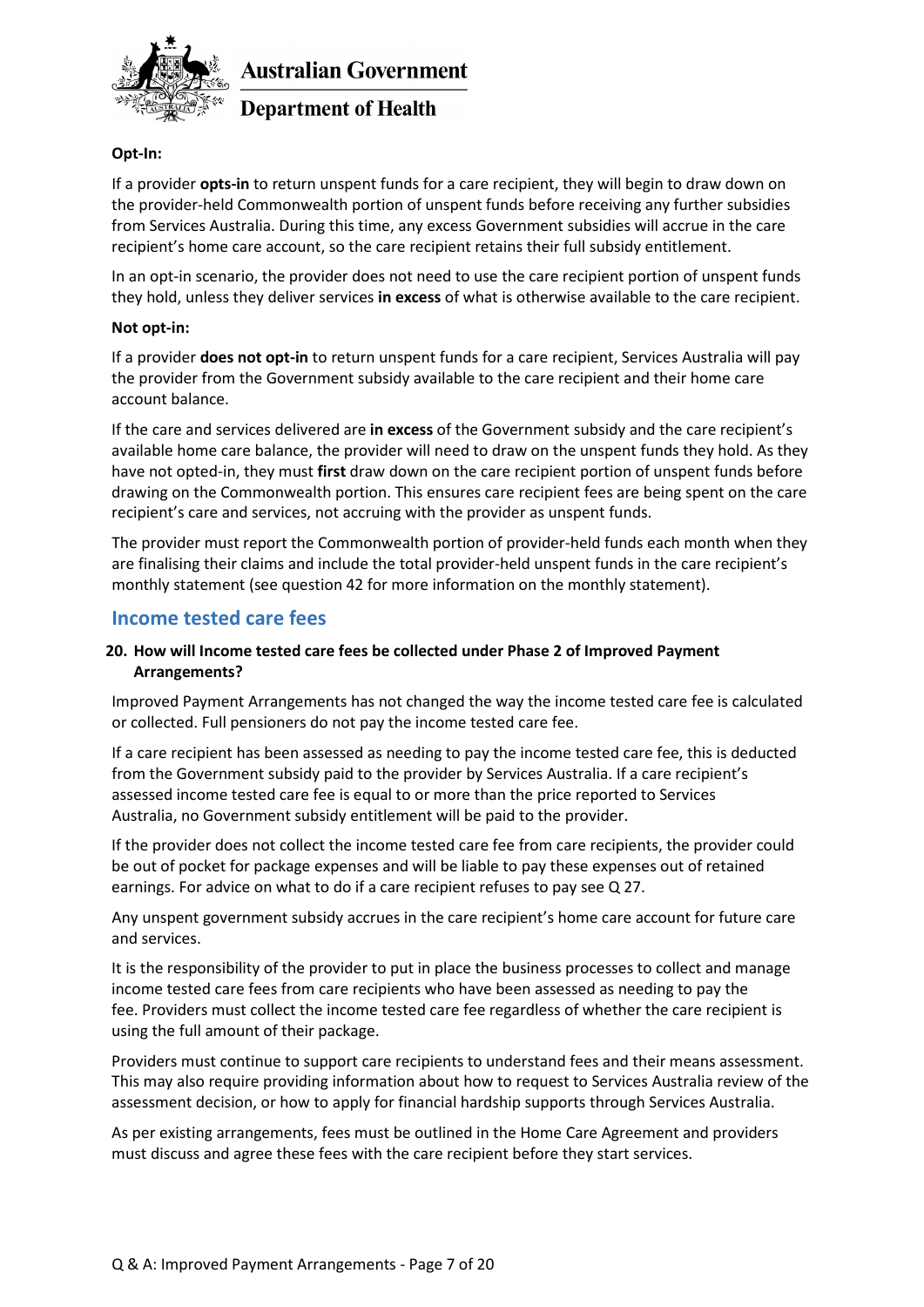**Opt-In:**

If a provider **opts-in** to return unspent funds for a care recipient, they will begin to draw down on the provider-held Commonwealth portion of unspent funds before receiving any further subsidies from Services Australia. During this time, any excess Government subsidies will accrue in the care recipient's home care account, so the care recipient retains their full subsidy entitlement.

In an opt-in scenario, the provider does not need to use the care recipient portion of unspent funds they hold, unless they deliver services **in excess** of what is otherwise available to the care recipient.

**Not opt-in:**

If a provider **does not opt-in** to return unspent funds for a care recipient, Services Australia will pay the provider from the Government subsidy available to the care recipient and their home care account balance.

If the care and services delivered are **in excess** of the Government subsidy and the care recipient's available home care balance, the provider will need to draw on the unspent funds they hold. As they have not opted-in, they must **first** draw down on the care recipient portion of unspent funds before drawing on the Commonwealth portion. This ensures care recipient fees are being spent on the care recipient's care and services, not accruing with the provider as unspent funds.

The provider must report the Commonwealth portion of provider-held funds each month when they are finalising their claims and include the total provider-held unspent funds in the care recipient's monthly statement (see question 42 for more information on the monthly statement).

## Income tested care fees

### 20. How will Income tested care fees be collected under Phase 2 of Improved Payment Arrangements?

Improved Payment Arrangements has not changed the way the income tested care fee is calculated or collected. Full pensioners do not pay the income tested care fee.

If a care recipient has been assessed as needing to pay the income tested care fee, this is deducted from the Government subsidy paid to the provider by Services Australia. If a care recipient's assessed income tested care fee is equal to or more than the price reported to Services Australia, no Government subsidy entitlement will be paid to the provider.

If the provider does not collect the income tested care fee from care recipients, the provider could be out of pocket for package expenses and will be liable to pay these expenses out of retained earnings. For advice on what to do if a care recipient refuses to pay see Q 27.

Any unspent government subsidy accrues in the care recipient's home care account for future care and services.

It is the responsibility of the provider to put in place the business processes to collect and manage income tested care fees from care recipients who have been assessed as needing to pay the fee. Providers must collect the income tested care fee regardless of whether the care recipient is using the full amount of their package.

Providers must continue to support care recipients to understand fees and their means assessment. This may also require providing information about how to request to Services Australia review of the assessment decision, or how to apply for financial hardship supports through Services Australia.

As per existing arrangements, fees must be outlined in the Home Care Agreement and providers must discuss and agree these fees with the care recipient before they start services.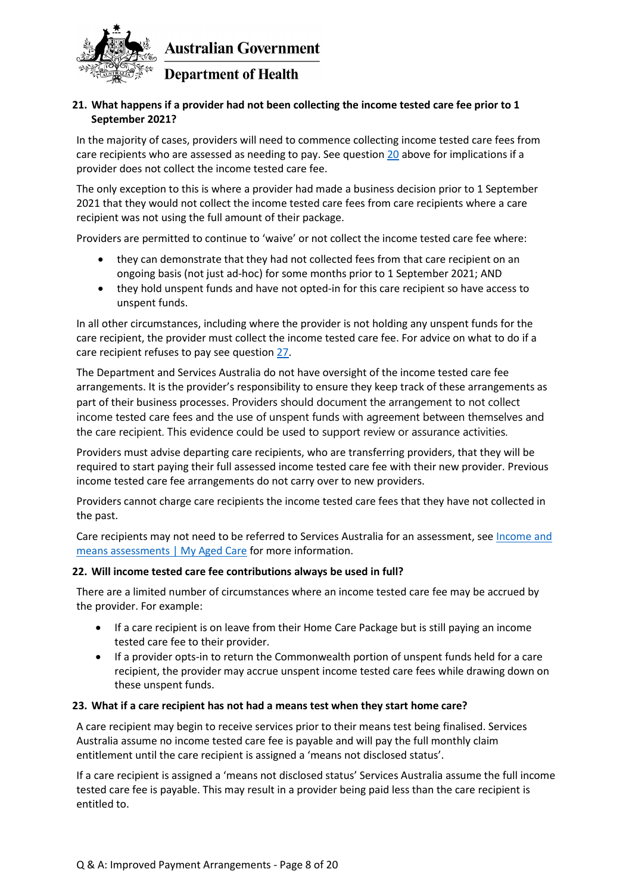### 21. What happens if a provider had not been collecting the income tested care fee prior to 1 September 2021?

In the majority of cases, providers will need to commence collecting income tested care fees from care recipients who are assessed as needing to pay. See question [20](#) above for implications if a provider does not collect the income tested care fee.

The only exception to this is where a provider had made a business decision prior to 1 September 2021 that they would not collect the income tested care fees from care recipients where a care recipient was not using the full amount of their package.

Providers are permitted to continue to 'waive' or not collect the income tested care fee where:

- they can demonstrate that they had not collected fees from that care recipient on an ongoing basis (not just ad-hoc) for some months prior to 1 September 2021; AND
- they hold unspent funds and have not opted-in for this care recipient so have access to unspent funds.

In all other circumstances, including where the provider is not holding any unspent funds for the care recipient, the provider must collect the income tested care fee. For advice on what to do if a care recipient refuses to pay see question [27](#).

The Department and Services Australia do not have oversight of the income tested care fee arrangements. It is the provider's responsibility to ensure they keep track of these arrangements as part of their business processes. Providers should document the arrangement to not collect income tested care fees and the use of unspent funds with agreement between themselves and the care recipient. This evidence could be used to support review or assurance activities.

Providers must advise departing care recipients, who are transferring providers, that they will be required to start paying their full assessed income tested care fee with their new provider. Previous income tested care fee arrangements do not carry over to new providers.

Providers cannot charge care recipients the income tested care fees that they have not collected in the past.

Care recipients may not need to be referred to Services Australia for an assessment, see [Income and means assessments | My Aged Care](#) for more information.

### 22. Will income tested care fee contributions always be used in full?

There are a limited number of circumstances where an income tested care fee may be accrued by the provider. For example:

- If a care recipient is on leave from their Home Care Package but is still paying an income tested care fee to their provider.
- If a provider opts-in to return the Commonwealth portion of unspent funds held for a care recipient, the provider may accrue unspent income tested care fees while drawing down on these unspent funds.

### 23. What if a care recipient has not had a means test when they start home care?

A care recipient may begin to receive services prior to their means test being finalised. Services Australia assume no income tested care fee is payable and will pay the full monthly claim entitlement until the care recipient is assigned a 'means not disclosed status'.

If a care recipient is assigned a 'means not disclosed status' Services Australia assume the full income tested care fee is payable. This may result in a provider being paid less than the care recipient is entitled to.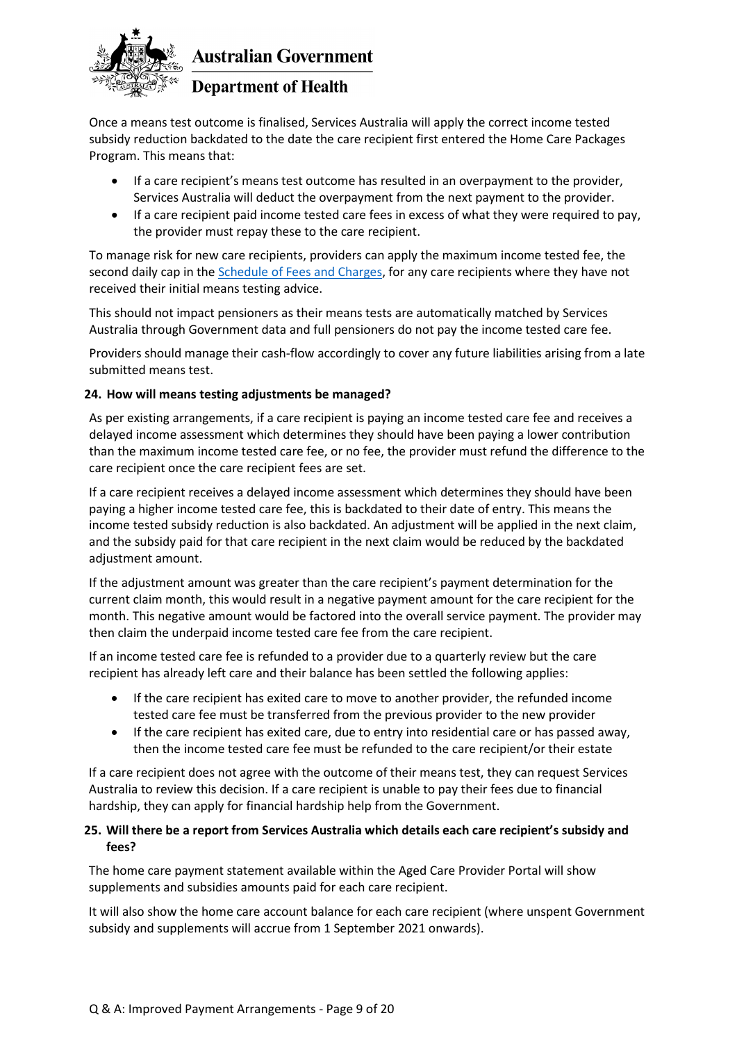Once a means test outcome is finalised, Services Australia will apply the correct income tested subsidy reduction backdated to the date the care recipient first entered the Home Care Packages Program. This means that:

- If a care recipient's means test outcome has resulted in an overpayment to the provider, Services Australia will deduct the overpayment from the next payment to the provider.
- If a care recipient paid income tested care fees in excess of what they were required to pay, the provider must repay these to the care recipient.

To manage risk for new care recipients, providers can apply the maximum income tested fee, the second daily cap in the [Schedule of Fees and Charges](), for any care recipients where they have not received their initial means testing advice.

This should not impact pensioners as their means tests are automatically matched by Services Australia through Government data and full pensioners do not pay the income tested care fee.

Providers should manage their cash-flow accordingly to cover any future liabilities arising from a late submitted means test.

### 24. How will means testing adjustments be managed?

As per existing arrangements, if a care recipient is paying an income tested care fee and receives a delayed income assessment which determines they should have been paying a lower contribution than the maximum income tested care fee, or no fee, the provider must refund the difference to the care recipient once the care recipient fees are set.

If a care recipient receives a delayed income assessment which determines they should have been paying a higher income tested care fee, this is backdated to their date of entry. This means the income tested subsidy reduction is also backdated. An adjustment will be applied in the next claim, and the subsidy paid for that care recipient in the next claim would be reduced by the backdated adjustment amount.

If the adjustment amount was greater than the care recipient's payment determination for the current claim month, this would result in a negative payment amount for the care recipient for the month. This negative amount would be factored into the overall service payment. The provider may then claim the underpaid income tested care fee from the care recipient.

If an income tested care fee is refunded to a provider due to a quarterly review but the care recipient has already left care and their balance has been settled the following applies:

- If the care recipient has exited care to move to another provider, the refunded income tested care fee must be transferred from the previous provider to the new provider
- If the care recipient has exited care, due to entry into residential care or has passed away, then the income tested care fee must be refunded to the care recipient/or their estate

If a care recipient does not agree with the outcome of their means test, they can request Services Australia to review this decision. If a care recipient is unable to pay their fees due to financial hardship, they can apply for financial hardship help from the Government.

### 25. Will there be a report from Services Australia which details each care recipient's subsidy and fees?

The home care payment statement available within the Aged Care Provider Portal will show supplements and subsidies amounts paid for each care recipient.

It will also show the home care account balance for each care recipient (where unspent Government subsidy and supplements will accrue from 1 September 2021 onwards).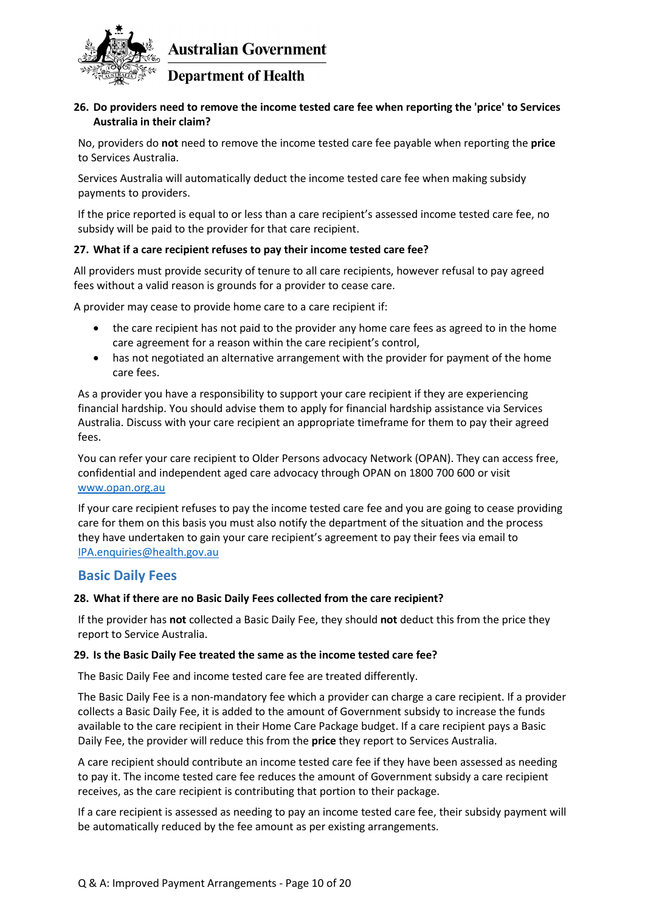**26. Do providers need to remove the income tested care fee when reporting the 'price' to Services Australia in their claim?**

No, providers do **not** need to remove the income tested care fee payable when reporting the **price** to Services Australia.

Services Australia will automatically deduct the income tested care fee when making subsidy payments to providers.

If the price reported is equal to or less than a care recipient's assessed income tested care fee, no subsidy will be paid to the provider for that care recipient.

**27. What if a care recipient refuses to pay their income tested care fee?**

All providers must provide security of tenure to all care recipients, however refusal to pay agreed fees without a valid reason is grounds for a provider to cease care.

A provider may cease to provide home care to a care recipient if:

- the care recipient has not paid to the provider any home care fees as agreed to in the home care agreement for a reason within the care recipient's control,
- has not negotiated an alternative arrangement with the provider for payment of the home care fees.

As a provider you have a responsibility to support your care recipient if they are experiencing financial hardship. You should advise them to apply for financial hardship assistance via Services Australia. Discuss with your care recipient an appropriate timeframe for them to pay their agreed fees.

You can refer your care recipient to Older Persons advocacy Network (OPAN). They can access free, confidential and independent aged care advocacy through OPAN on 1800 700 600 or visit [www.opan.org.au](www.opan.org.au)

If your care recipient refuses to pay the income tested care fee and you are going to cease providing care for them on this basis you must also notify the department of the situation and the process they have undertaken to gain your care recipient's agreement to pay their fees via email to [IPA.enquiries@health.gov.au](mailto:IPA.enquiries@health.gov.au)

## Basic Daily Fees

**28. What if there are no Basic Daily Fees collected from the care recipient?**

If the provider has **not** collected a Basic Daily Fee, they should **not** deduct this from the price they report to Service Australia.

**29. Is the Basic Daily Fee treated the same as the income tested care fee?**

The Basic Daily Fee and income tested care fee are treated differently.

The Basic Daily Fee is a non-mandatory fee which a provider can charge a care recipient. If a provider collects a Basic Daily Fee, it is added to the amount of Government subsidy to increase the funds available to the care recipient in their Home Care Package budget. If a care recipient pays a Basic Daily Fee, the provider will reduce this from the **price** they report to Services Australia.

A care recipient should contribute an income tested care fee if they have been assessed as needing to pay it. The income tested care fee reduces the amount of Government subsidy a care recipient receives, as the care recipient is contributing that portion to their package.

If a care recipient is assessed as needing to pay an income tested care fee, their subsidy payment will be automatically reduced by the fee amount as per existing arrangements.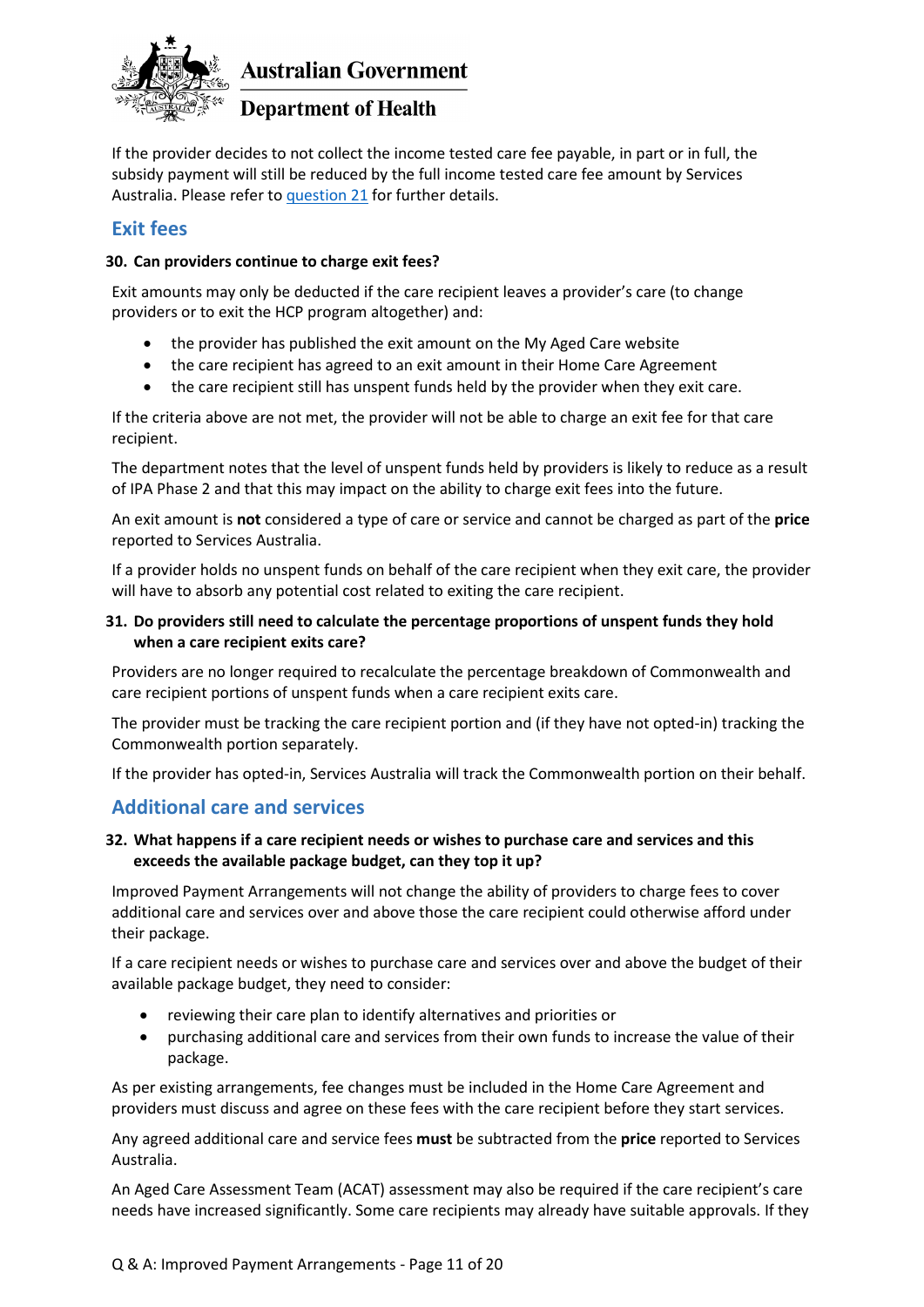If the provider decides to not collect the income tested care fee payable, in part or in full, the subsidy payment will still be reduced by the full income tested care fee amount by Services Australia. Please refer to question 21 for further details.

## Exit fees

**30. Can providers continue to charge exit fees?**

Exit amounts may only be deducted if the care recipient leaves a provider's care (to change providers or to exit the HCP program altogether) and:

- the provider has published the exit amount on the My Aged Care website
- the care recipient has agreed to an exit amount in their Home Care Agreement
- the care recipient still has unspent funds held by the provider when they exit care.

If the criteria above are not met, the provider will not be able to charge an exit fee for that care recipient.

The department notes that the level of unspent funds held by providers is likely to reduce as a result of IPA Phase 2 and that this may impact on the ability to charge exit fees into the future.

An exit amount is **not** considered a type of care or service and cannot be charged as part of the **price** reported to Services Australia.

If a provider holds no unspent funds on behalf of the care recipient when they exit care, the provider will have to absorb any potential cost related to exiting the care recipient.

**31. Do providers still need to calculate the percentage proportions of unspent funds they hold when a care recipient exits care?**

Providers are no longer required to recalculate the percentage breakdown of Commonwealth and care recipient portions of unspent funds when a care recipient exits care.

The provider must be tracking the care recipient portion and (if they have not opted-in) tracking the Commonwealth portion separately.

If the provider has opted-in, Services Australia will track the Commonwealth portion on their behalf.

## Additional care and services

**32. What happens if a care recipient needs or wishes to purchase care and services and this exceeds the available package budget, can they top it up?**

Improved Payment Arrangements will not change the ability of providers to charge fees to cover additional care and services over and above those the care recipient could otherwise afford under their package.

If a care recipient needs or wishes to purchase care and services over and above the budget of their available package budget, they need to consider:

- reviewing their care plan to identify alternatives and priorities or
- purchasing additional care and services from their own funds to increase the value of their package.

As per existing arrangements, fee changes must be included in the Home Care Agreement and providers must discuss and agree on these fees with the care recipient before they start services.

Any agreed additional care and service fees **must** be subtracted from the **price** reported to Services Australia.

An Aged Care Assessment Team (ACAT) assessment may also be required if the care recipient's care needs have increased significantly. Some care recipients may already have suitable approvals. If they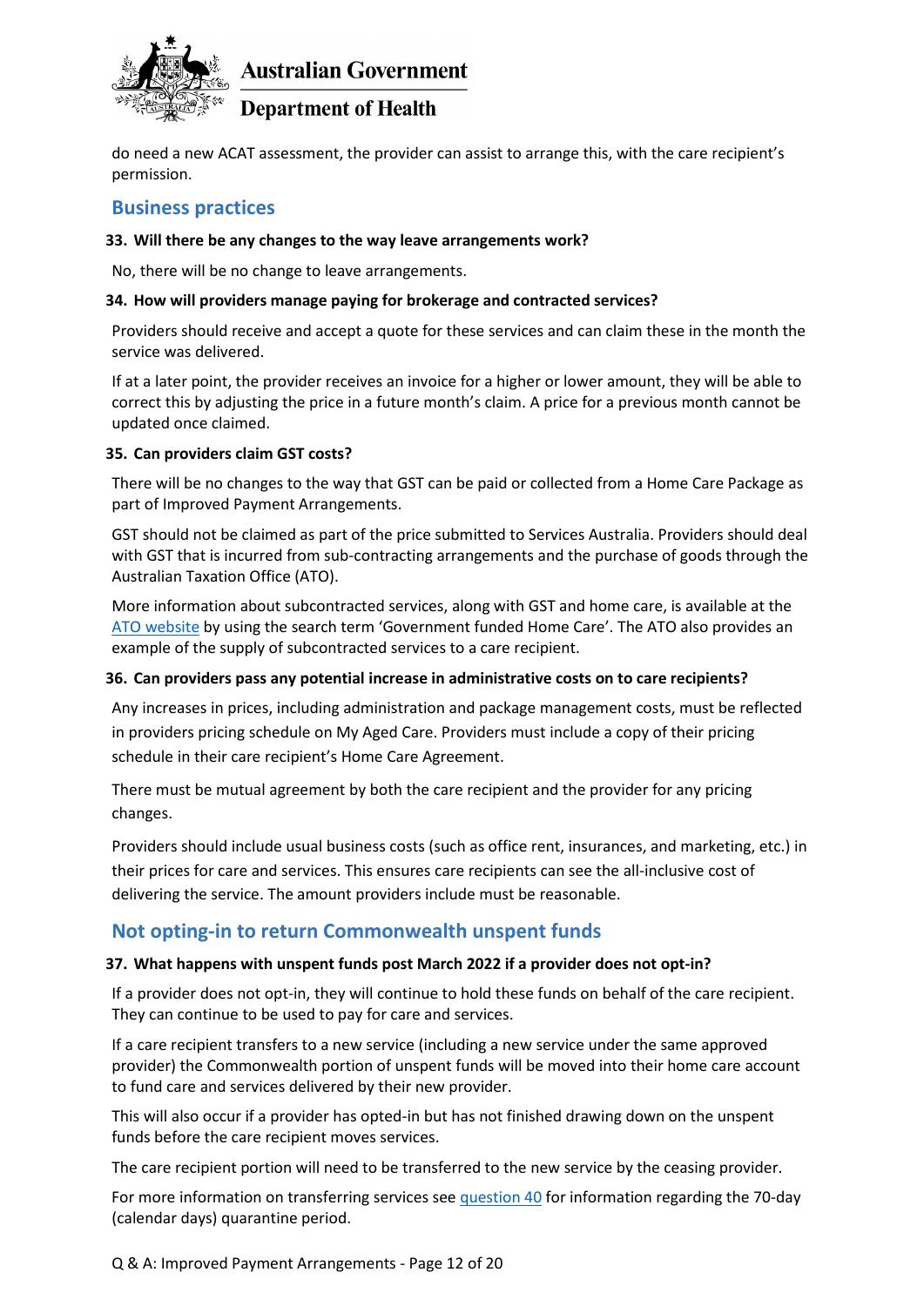do need a new ACAT assessment, the provider can assist to arrange this, with the care recipient's permission.

## Business practices

**33. Will there be any changes to the way leave arrangements work?**

No, there will be no change to leave arrangements.

**34. How will providers manage paying for brokerage and contracted services?**

Providers should receive and accept a quote for these services and can claim these in the month the service was delivered.

If at a later point, the provider receives an invoice for a higher or lower amount, they will be able to correct this by adjusting the price in a future month's claim. A price for a previous month cannot be updated once claimed.

**35. Can providers claim GST costs?**

There will be no changes to the way that GST can be paid or collected from a Home Care Package as part of Improved Payment Arrangements.

GST should not be claimed as part of the price submitted to Services Australia. Providers should deal with GST that is incurred from sub-contracting arrangements and the purchase of goods through the Australian Taxation Office (ATO).

More information about subcontracted services, along with GST and home care, is available at the ATO website by using the search term 'Government funded Home Care'. The ATO also provides an example of the supply of subcontracted services to a care recipient.

**36. Can providers pass any potential increase in administrative costs on to care recipients?**

Any increases in prices, including administration and package management costs, must be reflected in providers pricing schedule on My Aged Care. Providers must include a copy of their pricing schedule in their care recipient's Home Care Agreement.

There must be mutual agreement by both the care recipient and the provider for any pricing changes.

Providers should include usual business costs (such as office rent, insurances, and marketing, etc.) in their prices for care and services. This ensures care recipients can see the all-inclusive cost of delivering the service. The amount providers include must be reasonable.

## Not opting-in to return Commonwealth unspent funds

**37. What happens with unspent funds post March 2022 if a provider does not opt-in?**

If a provider does not opt-in, they will continue to hold these funds on behalf of the care recipient. They can continue to be used to pay for care and services.

If a care recipient transfers to a new service (including a new service under the same approved provider) the Commonwealth portion of unspent funds will be moved into their home care account to fund care and services delivered by their new provider.

This will also occur if a provider has opted-in but has not finished drawing down on the unspent funds before the care recipient moves services.

The care recipient portion will need to be transferred to the new service by the ceasing provider.

For more information on transferring services see question 40 for information regarding the 70-day (calendar days) quarantine period.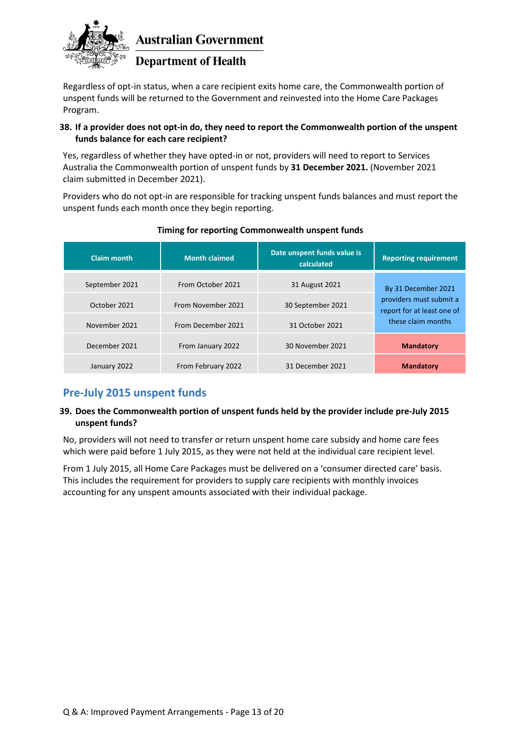Regardless of opt-in status, when a care recipient exits home care, the Commonwealth portion of unspent funds will be returned to the Government and reinvested into the Home Care Packages Program.

**38. If a provider does not opt-in do, they need to report the Commonwealth portion of the unspent funds balance for each care recipient?**

Yes, regardless of whether they have opted-in or not, providers will need to report to Services Australia the Commonwealth portion of unspent funds by **31 December 2021.** (November 2021 claim submitted in December 2021).

Providers who do not opt-in are responsible for tracking unspent funds balances and must report the unspent funds each month once they begin reporting.

**Timing for reporting Commonwealth unspent funds**

| Claim month | Month claimed | Date unspent funds value is calculated | Reporting requirement |
|---|---|---|---|
| September 2021 | From October 2021 | 31 August 2021 | By 31 December 2021 providers must submit a report for at least one of these claim months |
| October 2021 | From November 2021 | 30 September 2021 | |
| November 2021 | From December 2021 | 31 October 2021 | |
| December 2021 | From January 2022 | 30 November 2021 | **Mandatory** |
| January 2022 | From February 2022 | 31 December 2021 | **Mandatory** |

## Pre-July 2015 unspent funds

**39. Does the Commonwealth portion of unspent funds held by the provider include pre-July 2015 unspent funds?**

No, providers will not need to transfer or return unspent home care subsidy and home care fees which were paid before 1 July 2015, as they were not held at the individual care recipient level.

From 1 July 2015, all Home Care Packages must be delivered on a 'consumer directed care' basis. This includes the requirement for providers to supply care recipients with monthly invoices accounting for any unspent amounts associated with their individual package.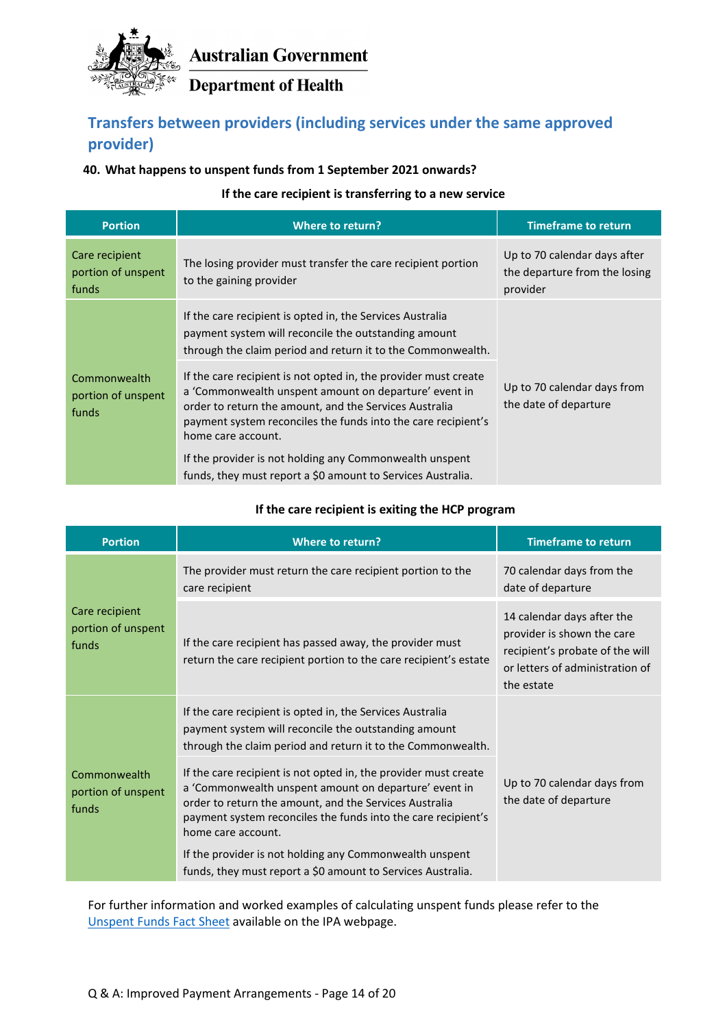Australian Government

Department of Health

## Transfers between providers (including services under the same approved provider)

### 40. What happens to unspent funds from 1 September 2021 onwards?

**If the care recipient is transferring to a new service**

| Portion | Where to return? | Timeframe to return |
|---|---|---|
| Care recipient portion of unspent funds | The losing provider must transfer the care recipient portion to the gaining provider | Up to 70 calendar days after the departure from the losing provider |
| Commonwealth portion of unspent funds | If the care recipient is opted in, the Services Australia payment system will reconcile the outstanding amount through the claim period and return it to the Commonwealth. | Up to 70 calendar days from the date of departure |
| | If the care recipient is not opted in, the provider must create a 'Commonwealth unspent amount on departure' event in order to return the amount, and the Services Australia payment system reconciles the funds into the care recipient's home care account.<br><br>If the provider is not holding any Commonwealth unspent funds, they must report a $0 amount to Services Australia. | |

**If the care recipient is exiting the HCP program**

| Portion | Where to return? | Timeframe to return |
|---|---|---|
| Care recipient portion of unspent funds | The provider must return the care recipient portion to the care recipient | 70 calendar days from the date of departure |
| | If the care recipient has passed away, the provider must return the care recipient portion to the care recipient's estate | 14 calendar days after the provider is shown the care recipient's probate of the will or letters of administration of the estate |
| Commonwealth portion of unspent funds | If the care recipient is opted in, the Services Australia payment system will reconcile the outstanding amount through the claim period and return it to the Commonwealth. | Up to 70 calendar days from the date of departure |
| | If the care recipient is not opted in, the provider must create a 'Commonwealth unspent amount on departure' event in order to return the amount, and the Services Australia payment system reconciles the funds into the care recipient's home care account.<br><br>If the provider is not holding any Commonwealth unspent funds, they must report a $0 amount to Services Australia. | |

For further information and worked examples of calculating unspent funds please refer to the Unspent Funds Fact Sheet available on the IPA webpage.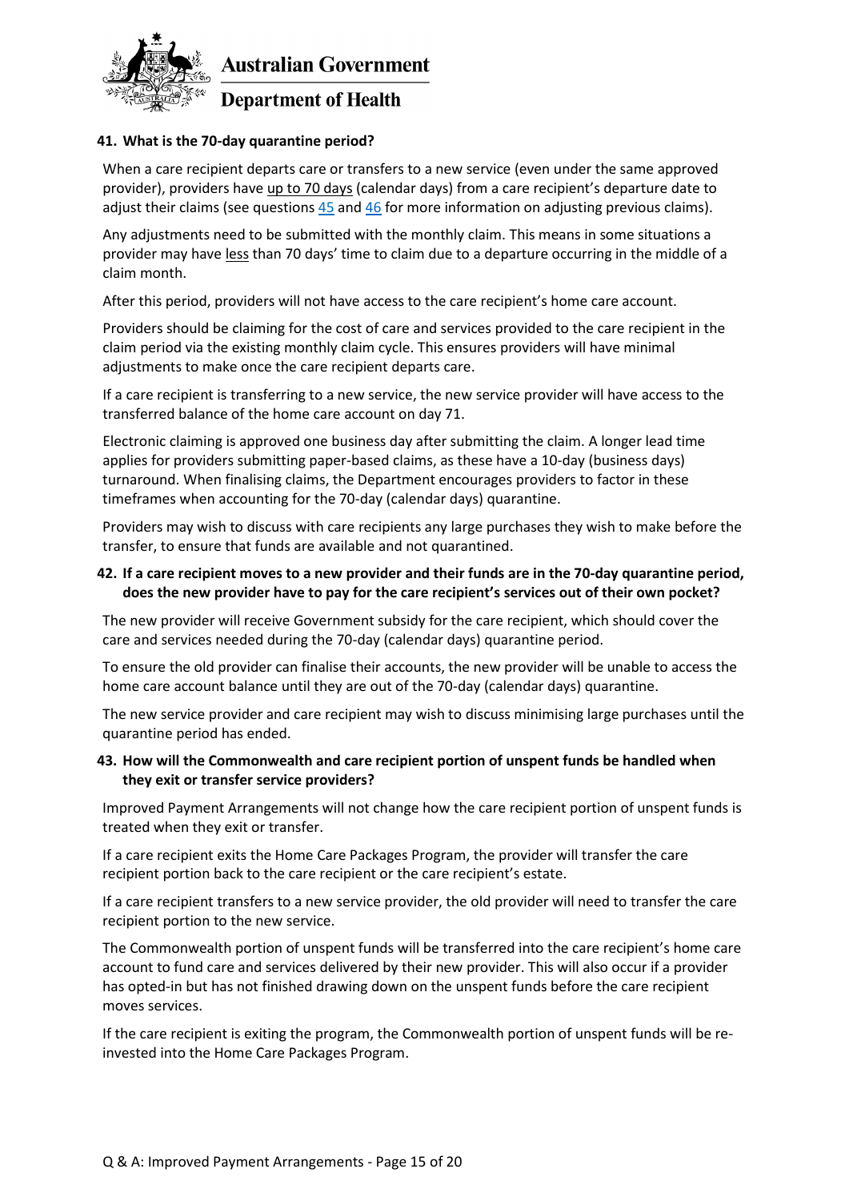### 41. What is the 70-day quarantine period?

When a care recipient departs care or transfers to a new service (even under the same approved provider), providers have up to 70 days (calendar days) from a care recipient's departure date to adjust their claims (see questions 45 and 46 for more information on adjusting previous claims).

Any adjustments need to be submitted with the monthly claim. This means in some situations a provider may have less than 70 days' time to claim due to a departure occurring in the middle of a claim month.

After this period, providers will not have access to the care recipient's home care account.

Providers should be claiming for the cost of care and services provided to the care recipient in the claim period via the existing monthly claim cycle. This ensures providers will have minimal adjustments to make once the care recipient departs care.

If a care recipient is transferring to a new service, the new service provider will have access to the transferred balance of the home care account on day 71.

Electronic claiming is approved one business day after submitting the claim. A longer lead time applies for providers submitting paper-based claims, as these have a 10-day (business days) turnaround. When finalising claims, the Department encourages providers to factor in these timeframes when accounting for the 70-day (calendar days) quarantine.

Providers may wish to discuss with care recipients any large purchases they wish to make before the transfer, to ensure that funds are available and not quarantined.

### 42. If a care recipient moves to a new provider and their funds are in the 70-day quarantine period, does the new provider have to pay for the care recipient's services out of their own pocket?

The new provider will receive Government subsidy for the care recipient, which should cover the care and services needed during the 70-day (calendar days) quarantine period.

To ensure the old provider can finalise their accounts, the new provider will be unable to access the home care account balance until they are out of the 70-day (calendar days) quarantine.

The new service provider and care recipient may wish to discuss minimising large purchases until the quarantine period has ended.

### 43. How will the Commonwealth and care recipient portion of unspent funds be handled when they exit or transfer service providers?

Improved Payment Arrangements will not change how the care recipient portion of unspent funds is treated when they exit or transfer.

If a care recipient exits the Home Care Packages Program, the provider will transfer the care recipient portion back to the care recipient or the care recipient's estate.

If a care recipient transfers to a new service provider, the old provider will need to transfer the care recipient portion to the new service.

The Commonwealth portion of unspent funds will be transferred into the care recipient's home care account to fund care and services delivered by their new provider. This will also occur if a provider has opted-in but has not finished drawing down on the unspent funds before the care recipient moves services.

If the care recipient is exiting the program, the Commonwealth portion of unspent funds will be re-invested into the Home Care Packages Program.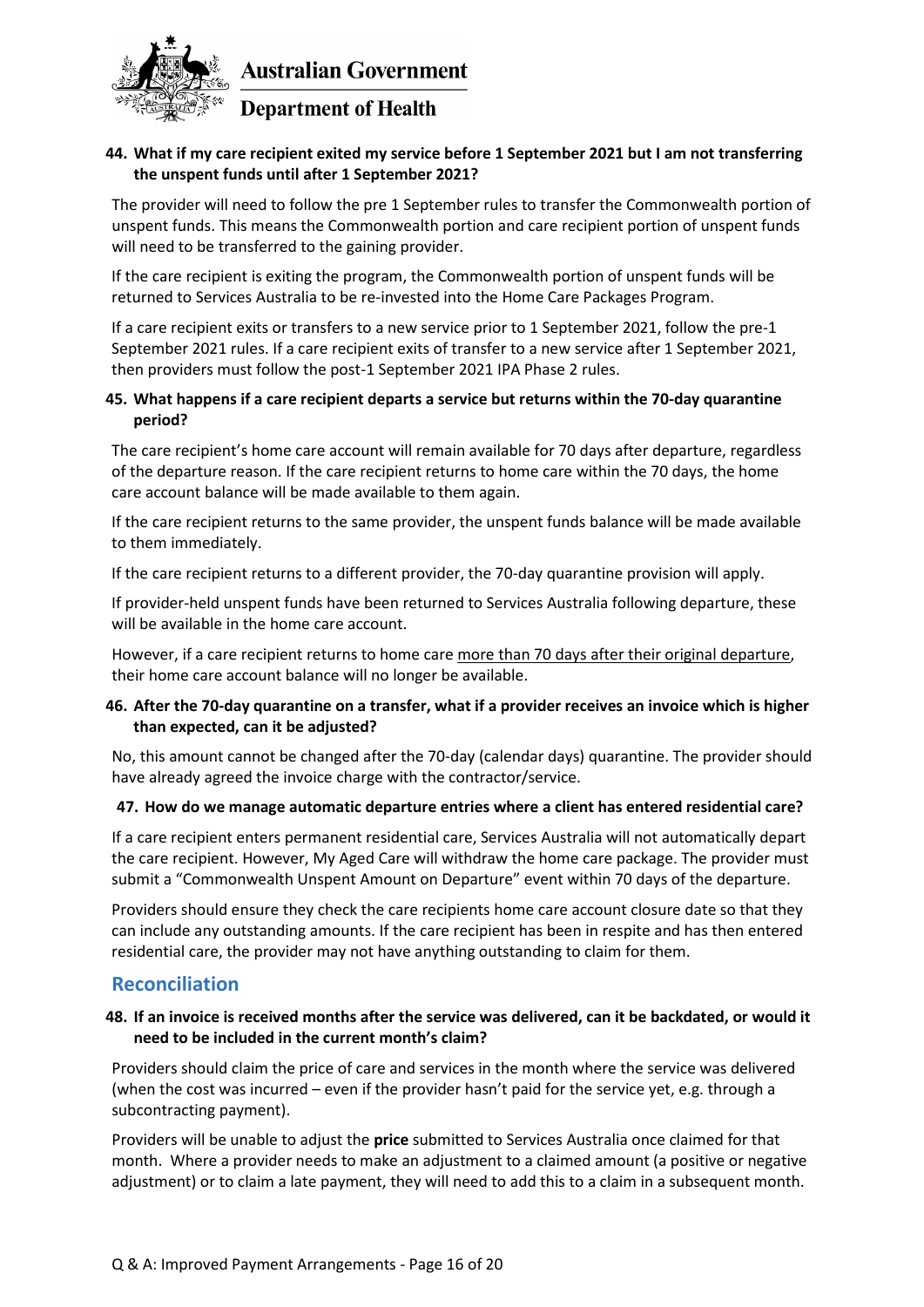**44. What if my care recipient exited my service before 1 September 2021 but I am not transferring the unspent funds until after 1 September 2021?**

The provider will need to follow the pre 1 September rules to transfer the Commonwealth portion of unspent funds. This means the Commonwealth portion and care recipient portion of unspent funds will need to be transferred to the gaining provider.

If the care recipient is exiting the program, the Commonwealth portion of unspent funds will be returned to Services Australia to be re-invested into the Home Care Packages Program.

If a care recipient exits or transfers to a new service prior to 1 September 2021, follow the pre-1 September 2021 rules. If a care recipient exits of transfer to a new service after 1 September 2021, then providers must follow the post-1 September 2021 IPA Phase 2 rules.

**45. What happens if a care recipient departs a service but returns within the 70-day quarantine period?**

The care recipient's home care account will remain available for 70 days after departure, regardless of the departure reason. If the care recipient returns to home care within the 70 days, the home care account balance will be made available to them again.

If the care recipient returns to the same provider, the unspent funds balance will be made available to them immediately.

If the care recipient returns to a different provider, the 70-day quarantine provision will apply.

If provider-held unspent funds have been returned to Services Australia following departure, these will be available in the home care account.

However, if a care recipient returns to home care more than 70 days after their original departure, their home care account balance will no longer be available.

**46. After the 70-day quarantine on a transfer, what if a provider receives an invoice which is higher than expected, can it be adjusted?**

No, this amount cannot be changed after the 70-day (calendar days) quarantine. The provider should have already agreed the invoice charge with the contractor/service.

**47. How do we manage automatic departure entries where a client has entered residential care?**

If a care recipient enters permanent residential care, Services Australia will not automatically depart the care recipient. However, My Aged Care will withdraw the home care package. The provider must submit a "Commonwealth Unspent Amount on Departure" event within 70 days of the departure.

Providers should ensure they check the care recipients home care account closure date so that they can include any outstanding amounts. If the care recipient has been in respite and has then entered residential care, the provider may not have anything outstanding to claim for them.

## Reconciliation

**48. If an invoice is received months after the service was delivered, can it be backdated, or would it need to be included in the current month's claim?**

Providers should claim the price of care and services in the month where the service was delivered (when the cost was incurred – even if the provider hasn't paid for the service yet, e.g. through a subcontracting payment).

Providers will be unable to adjust the **price** submitted to Services Australia once claimed for that month. Where a provider needs to make an adjustment to a claimed amount (a positive or negative adjustment) or to claim a late payment, they will need to add this to a claim in a subsequent month.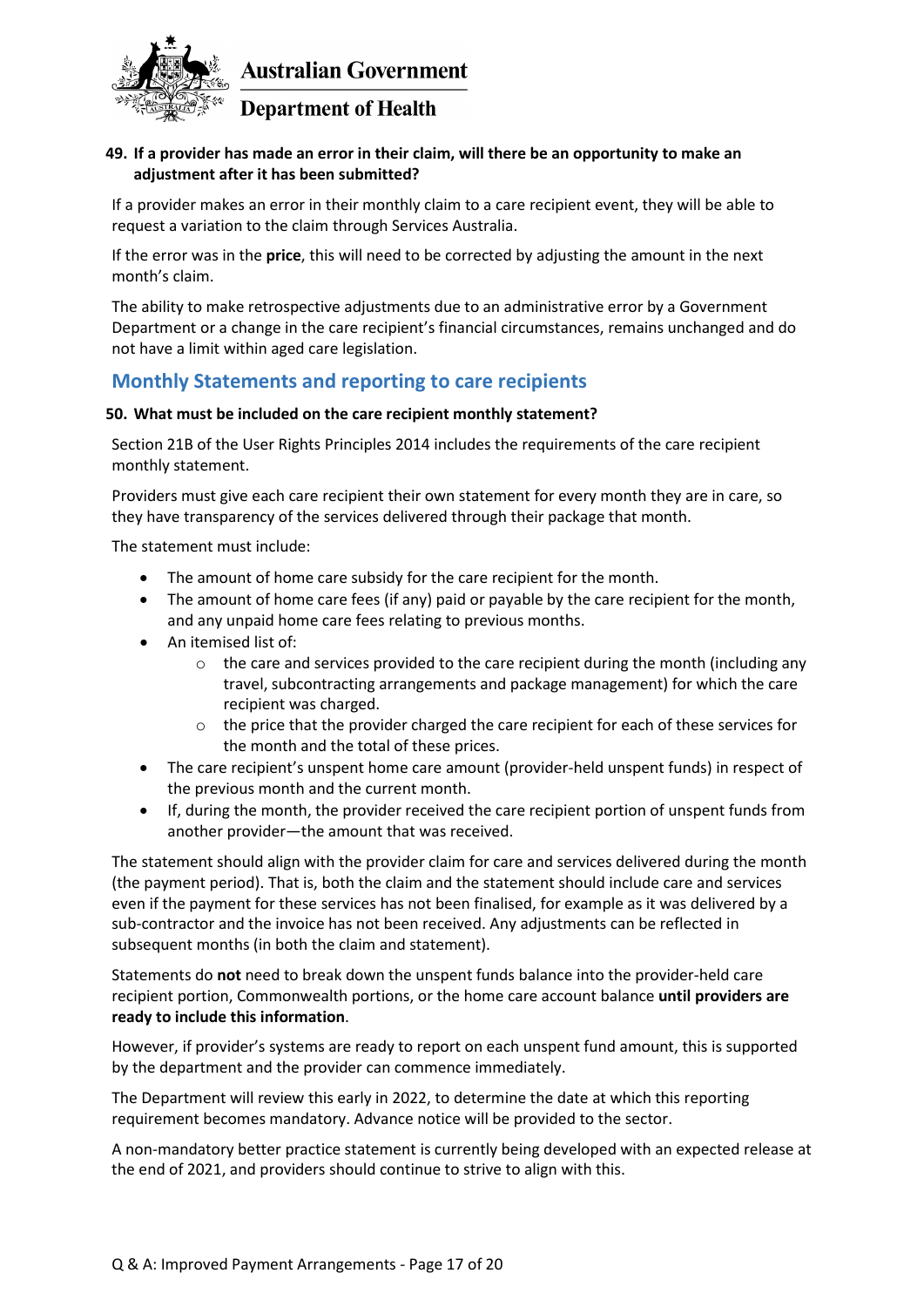**49. If a provider has made an error in their claim, will there be an opportunity to make an adjustment after it has been submitted?**

If a provider makes an error in their monthly claim to a care recipient event, they will be able to request a variation to the claim through Services Australia.

If the error was in the **price**, this will need to be corrected by adjusting the amount in the next month's claim.

The ability to make retrospective adjustments due to an administrative error by a Government Department or a change in the care recipient's financial circumstances, remains unchanged and do not have a limit within aged care legislation.

## Monthly Statements and reporting to care recipients

**50. What must be included on the care recipient monthly statement?**

Section 21B of the User Rights Principles 2014 includes the requirements of the care recipient monthly statement.

Providers must give each care recipient their own statement for every month they are in care, so they have transparency of the services delivered through their package that month.

The statement must include:

- The amount of home care subsidy for the care recipient for the month.
- The amount of home care fees (if any) paid or payable by the care recipient for the month, and any unpaid home care fees relating to previous months.
- An itemised list of:
  - the care and services provided to the care recipient during the month (including any travel, subcontracting arrangements and package management) for which the care recipient was charged.
  - the price that the provider charged the care recipient for each of these services for the month and the total of these prices.
- The care recipient's unspent home care amount (provider-held unspent funds) in respect of the previous month and the current month.
- If, during the month, the provider received the care recipient portion of unspent funds from another provider—the amount that was received.

The statement should align with the provider claim for care and services delivered during the month (the payment period). That is, both the claim and the statement should include care and services even if the payment for these services has not been finalised, for example as it was delivered by a sub-contractor and the invoice has not been received. Any adjustments can be reflected in subsequent months (in both the claim and statement).

Statements do **not** need to break down the unspent funds balance into the provider-held care recipient portion, Commonwealth portions, or the home care account balance **until providers are ready to include this information**.

However, if provider's systems are ready to report on each unspent fund amount, this is supported by the department and the provider can commence immediately.

The Department will review this early in 2022, to determine the date at which this reporting requirement becomes mandatory. Advance notice will be provided to the sector.

A non-mandatory better practice statement is currently being developed with an expected release at the end of 2021, and providers should continue to strive to align with this.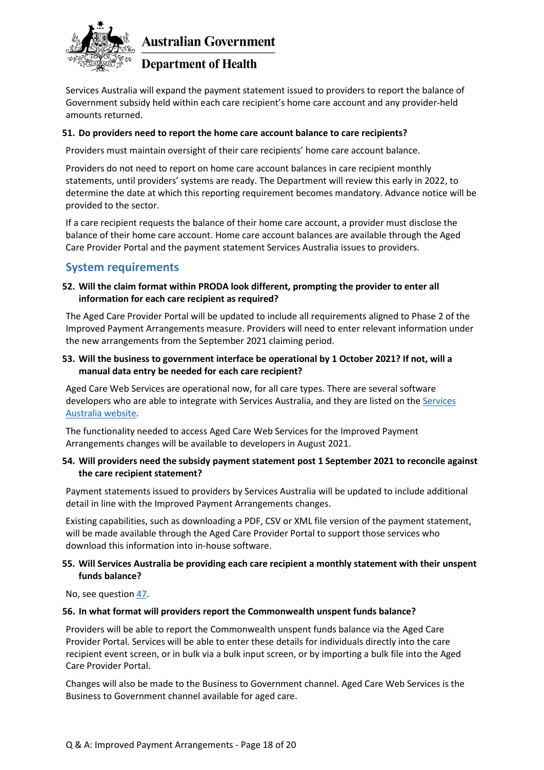Services Australia will expand the payment statement issued to providers to report the balance of Government subsidy held within each care recipient's home care account and any provider-held amounts returned.

**51. Do providers need to report the home care account balance to care recipients?**

Providers must maintain oversight of their care recipients' home care account balance.

Providers do not need to report on home care account balances in care recipient monthly statements, until providers' systems are ready. The Department will review this early in 2022, to determine the date at which this reporting requirement becomes mandatory. Advance notice will be provided to the sector.

If a care recipient requests the balance of their home care account, a provider must disclose the balance of their home care account. Home care account balances are available through the Aged Care Provider Portal and the payment statement Services Australia issues to providers.

## System requirements

**52. Will the claim format within PRODA look different, prompting the provider to enter all information for each care recipient as required?**

The Aged Care Provider Portal will be updated to include all requirements aligned to Phase 2 of the Improved Payment Arrangements measure. Providers will need to enter relevant information under the new arrangements from the September 2021 claiming period.

**53. Will the business to government interface be operational by 1 October 2021? If not, will a manual data entry be needed for each care recipient?**

Aged Care Web Services are operational now, for all care types. There are several software developers who are able to integrate with Services Australia, and they are listed on the Services Australia website.

The functionality needed to access Aged Care Web Services for the Improved Payment Arrangements changes will be available to developers in August 2021.

**54. Will providers need the subsidy payment statement post 1 September 2021 to reconcile against the care recipient statement?**

Payment statements issued to providers by Services Australia will be updated to include additional detail in line with the Improved Payment Arrangements changes.

Existing capabilities, such as downloading a PDF, CSV or XML file version of the payment statement, will be made available through the Aged Care Provider Portal to support those services who download this information into in-house software.

**55. Will Services Australia be providing each care recipient a monthly statement with their unspent funds balance?**

No, see question 47.

**56. In what format will providers report the Commonwealth unspent funds balance?**

Providers will be able to report the Commonwealth unspent funds balance via the Aged Care Provider Portal. Services will be able to enter these details for individuals directly into the care recipient event screen, or in bulk via a bulk input screen, or by importing a bulk file into the Aged Care Provider Portal.

Changes will also be made to the Business to Government channel. Aged Care Web Services is the Business to Government channel available for aged care.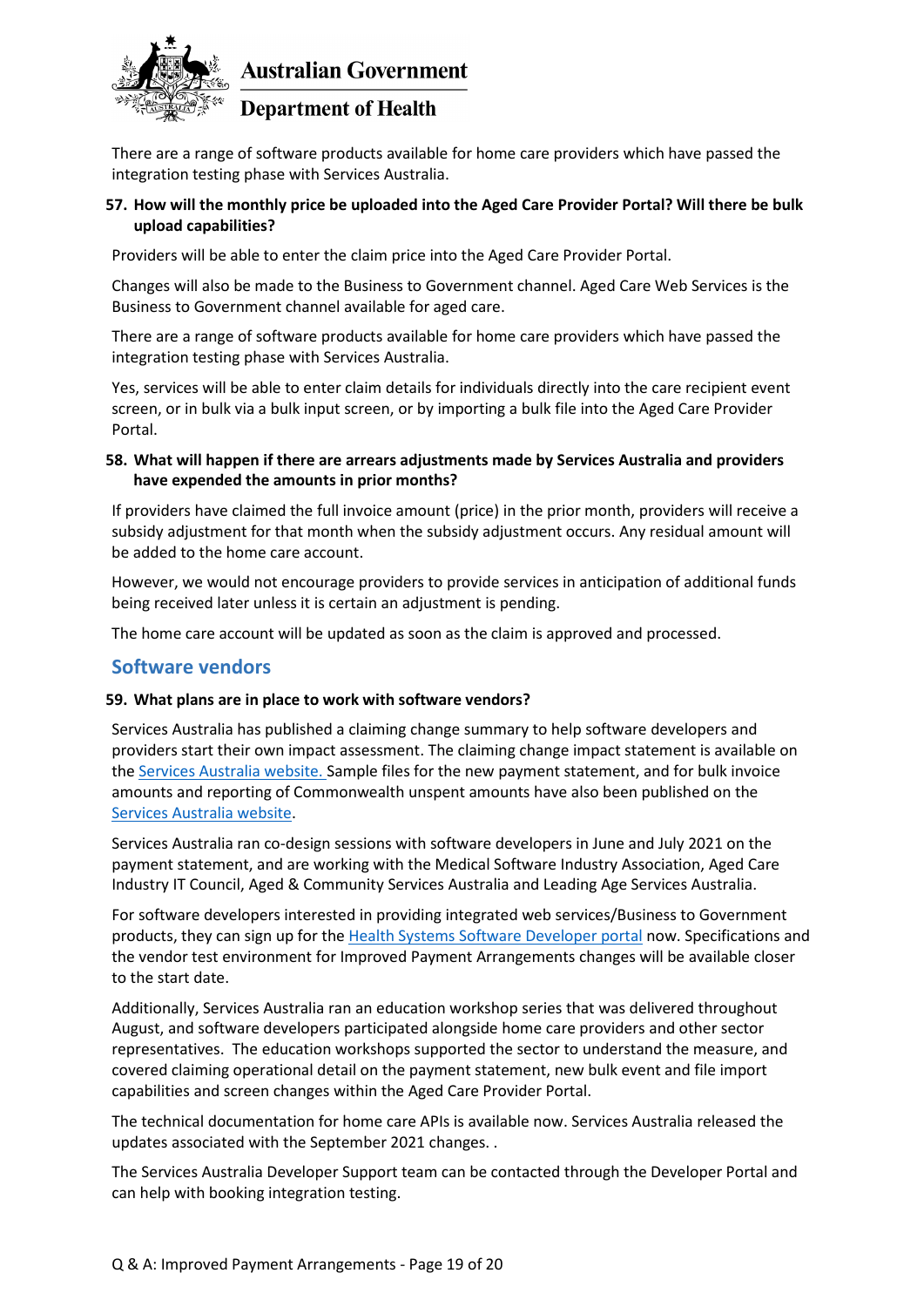There are a range of software products available for home care providers which have passed the integration testing phase with Services Australia.

**57. How will the monthly price be uploaded into the Aged Care Provider Portal? Will there be bulk upload capabilities?**

Providers will be able to enter the claim price into the Aged Care Provider Portal.

Changes will also be made to the Business to Government channel. Aged Care Web Services is the Business to Government channel available for aged care.

There are a range of software products available for home care providers which have passed the integration testing phase with Services Australia.

Yes, services will be able to enter claim details for individuals directly into the care recipient event screen, or in bulk via a bulk input screen, or by importing a bulk file into the Aged Care Provider Portal.

**58. What will happen if there are arrears adjustments made by Services Australia and providers have expended the amounts in prior months?**

If providers have claimed the full invoice amount (price) in the prior month, providers will receive a subsidy adjustment for that month when the subsidy adjustment occurs. Any residual amount will be added to the home care account.

However, we would not encourage providers to provide services in anticipation of additional funds being received later unless it is certain an adjustment is pending.

The home care account will be updated as soon as the claim is approved and processed.

## Software vendors

**59. What plans are in place to work with software vendors?**

Services Australia has published a claiming change summary to help software developers and providers start their own impact assessment. The claiming change impact statement is available on the Services Australia website. Sample files for the new payment statement, and for bulk invoice amounts and reporting of Commonwealth unspent amounts have also been published on the Services Australia website.

Services Australia ran co-design sessions with software developers in June and July 2021 on the payment statement, and are working with the Medical Software Industry Association, Aged Care Industry IT Council, Aged & Community Services Australia and Leading Age Services Australia.

For software developers interested in providing integrated web services/Business to Government products, they can sign up for the Health Systems Software Developer portal now. Specifications and the vendor test environment for Improved Payment Arrangements changes will be available closer to the start date.

Additionally, Services Australia ran an education workshop series that was delivered throughout August, and software developers participated alongside home care providers and other sector representatives. The education workshops supported the sector to understand the measure, and covered claiming operational detail on the payment statement, new bulk event and file import capabilities and screen changes within the Aged Care Provider Portal.

The technical documentation for home care APIs is available now. Services Australia released the updates associated with the September 2021 changes. .

The Services Australia Developer Support team can be contacted through the Developer Portal and can help with booking integration testing.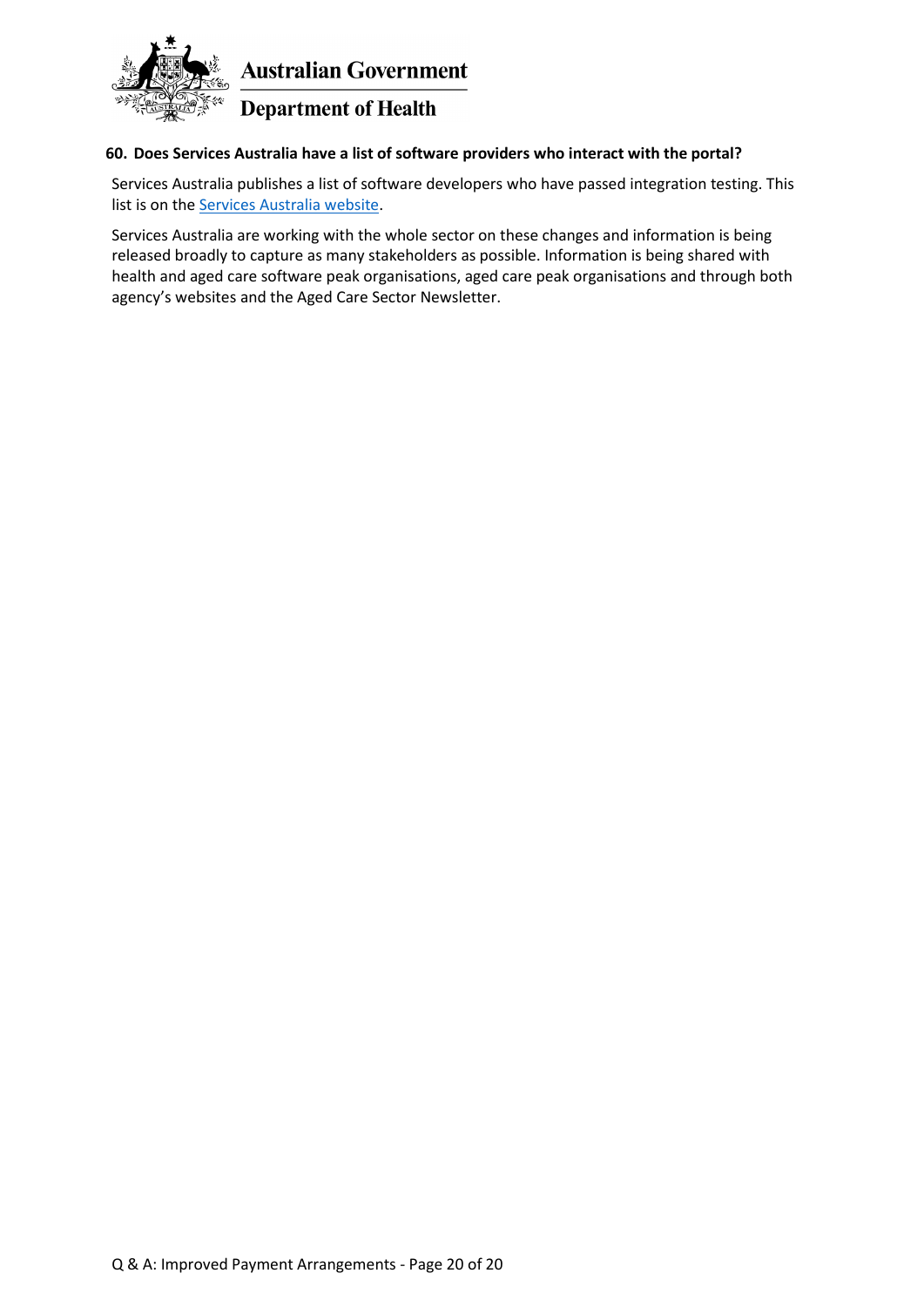### 60. Does Services Australia have a list of software providers who interact with the portal?

Services Australia publishes a list of software developers who have passed integration testing. This list is on the Services Australia website.

Services Australia are working with the whole sector on these changes and information is being released broadly to capture as many stakeholders as possible. Information is being shared with health and aged care software peak organisations, aged care peak organisations and through both agency's websites and the Aged Care Sector Newsletter.